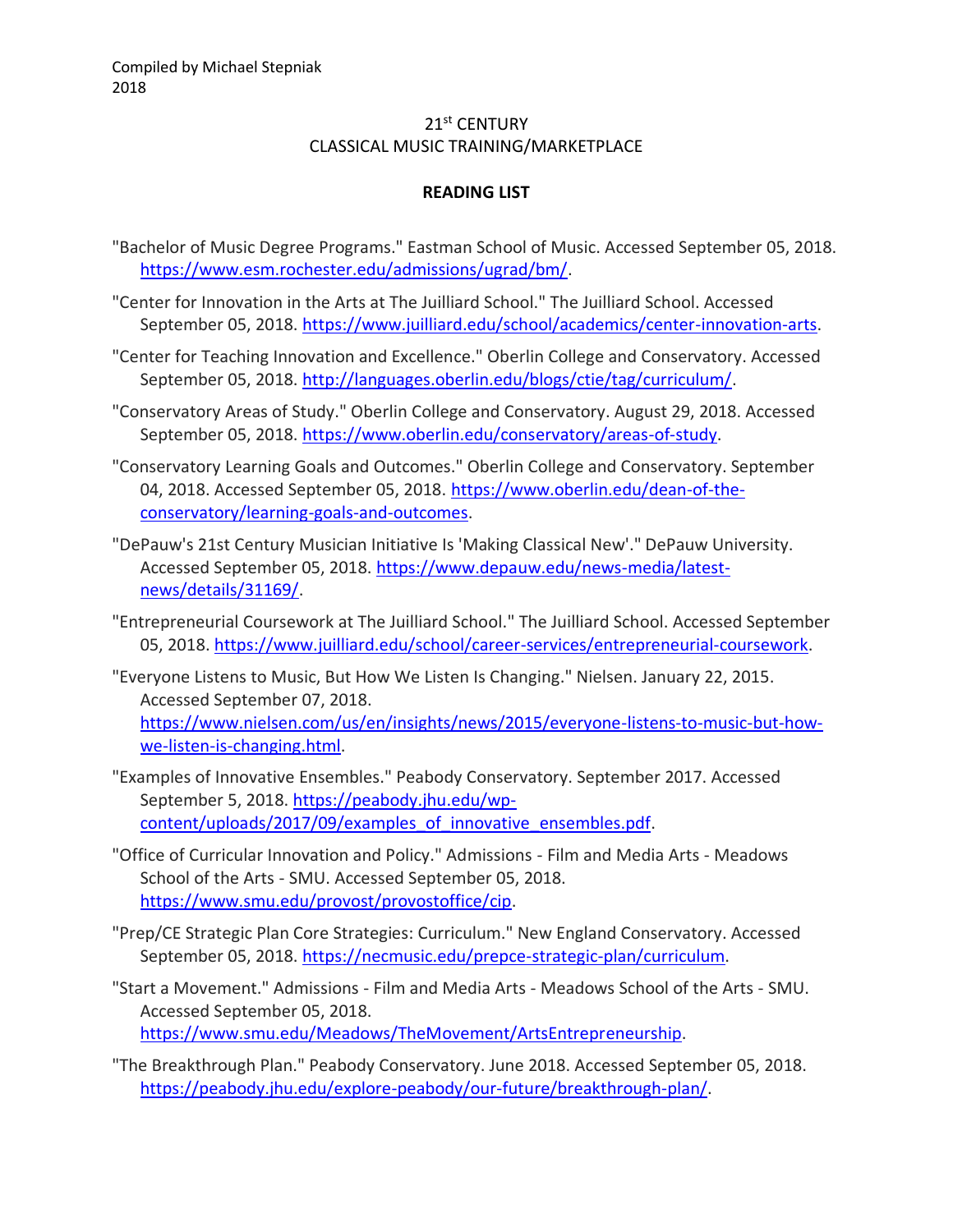Compiled by Michael Stepniak
2018

21st CENTURY
CLASSICAL MUSIC TRAINING/MARKETPLACE

**READING LIST**

"Bachelor of Music Degree Programs." Eastman School of Music. Accessed September 05, 2018. https://www.esm.rochester.edu/admissions/ugrad/bm/.

"Center for Innovation in the Arts at The Juilliard School." The Juilliard School. Accessed September 05, 2018. https://www.juilliard.edu/school/academics/center-innovation-arts.

"Center for Teaching Innovation and Excellence." Oberlin College and Conservatory. Accessed September 05, 2018. http://languages.oberlin.edu/blogs/ctie/tag/curriculum/.

"Conservatory Areas of Study." Oberlin College and Conservatory. August 29, 2018. Accessed September 05, 2018. https://www.oberlin.edu/conservatory/areas-of-study.

"Conservatory Learning Goals and Outcomes." Oberlin College and Conservatory. September 04, 2018. Accessed September 05, 2018. https://www.oberlin.edu/dean-of-the-conservatory/learning-goals-and-outcomes.

"DePauw's 21st Century Musician Initiative Is 'Making Classical New'." DePauw University. Accessed September 05, 2018. https://www.depauw.edu/news-media/latest-news/details/31169/.

"Entrepreneurial Coursework at The Juilliard School." The Juilliard School. Accessed September 05, 2018. https://www.juilliard.edu/school/career-services/entrepreneurial-coursework.

"Everyone Listens to Music, But How We Listen Is Changing." Nielsen. January 22, 2015. Accessed September 07, 2018. https://www.nielsen.com/us/en/insights/news/2015/everyone-listens-to-music-but-how-we-listen-is-changing.html.

"Examples of Innovative Ensembles." Peabody Conservatory. September 2017. Accessed September 5, 2018. https://peabody.jhu.edu/wp-content/uploads/2017/09/examples_of_innovative_ensembles.pdf.

"Office of Curricular Innovation and Policy." Admissions - Film and Media Arts - Meadows School of the Arts - SMU. Accessed September 05, 2018. https://www.smu.edu/provost/provostoffice/cip.

"Prep/CE Strategic Plan Core Strategies: Curriculum." New England Conservatory. Accessed September 05, 2018. https://necmusic.edu/prepce-strategic-plan/curriculum.

"Start a Movement." Admissions - Film and Media Arts - Meadows School of the Arts - SMU. Accessed September 05, 2018. https://www.smu.edu/Meadows/TheMovement/ArtsEntrepreneurship.

"The Breakthrough Plan." Peabody Conservatory. June 2018. Accessed September 05, 2018. https://peabody.jhu.edu/explore-peabody/our-future/breakthrough-plan/.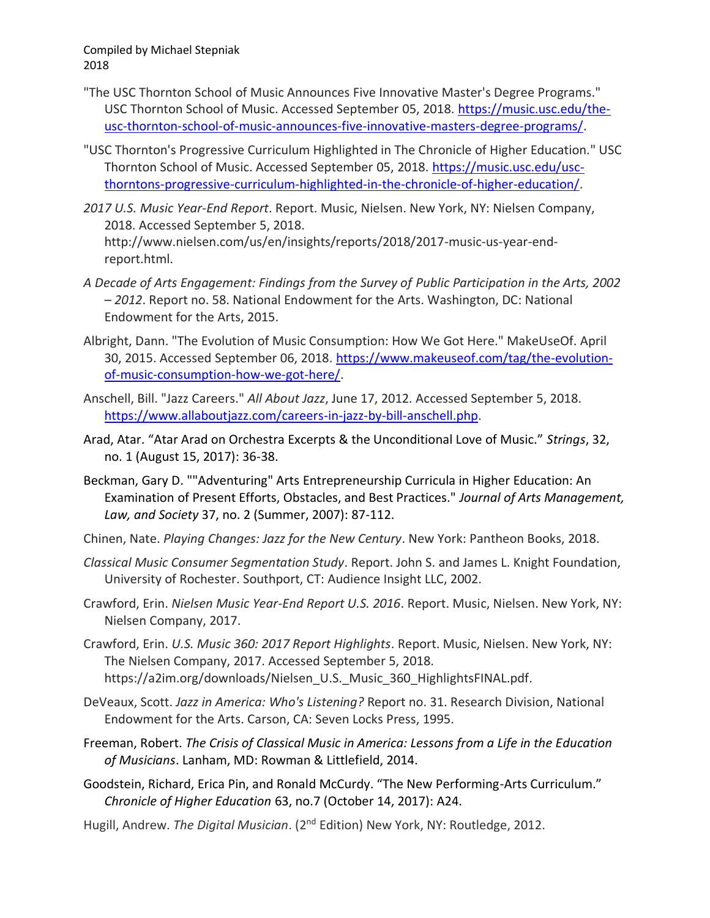"The USC Thornton School of Music Announces Five Innovative Master's Degree Programs." USC Thornton School of Music. Accessed September 05, 2018. https://music.usc.edu/the-usc-thornton-school-of-music-announces-five-innovative-masters-degree-programs/.

"USC Thornton's Progressive Curriculum Highlighted in The Chronicle of Higher Education." USC Thornton School of Music. Accessed September 05, 2018. https://music.usc.edu/usc-thorntons-progressive-curriculum-highlighted-in-the-chronicle-of-higher-education/.

*2017 U.S. Music Year-End Report*. Report. Music, Nielsen. New York, NY: Nielsen Company, 2018. Accessed September 5, 2018. http://www.nielsen.com/us/en/insights/reports/2018/2017-music-us-year-end-report.html.

*A Decade of Arts Engagement: Findings from the Survey of Public Participation in the Arts, 2002 – 2012*. Report no. 58. National Endowment for the Arts. Washington, DC: National Endowment for the Arts, 2015.

Albright, Dann. "The Evolution of Music Consumption: How We Got Here." MakeUseOf. April 30, 2015. Accessed September 06, 2018. https://www.makeuseof.com/tag/the-evolution-of-music-consumption-how-we-got-here/.

Anschell, Bill. "Jazz Careers." *All About Jazz*, June 17, 2012. Accessed September 5, 2018. https://www.allaboutjazz.com/careers-in-jazz-by-bill-anschell.php.

Arad, Atar. "Atar Arad on Orchestra Excerpts & the Unconditional Love of Music." *Strings*, 32, no. 1 (August 15, 2017): 36-38.

Beckman, Gary D. ""Adventuring" Arts Entrepreneurship Curricula in Higher Education: An Examination of Present Efforts, Obstacles, and Best Practices." *Journal of Arts Management, Law, and Society* 37, no. 2 (Summer, 2007): 87-112.

Chinen, Nate. *Playing Changes: Jazz for the New Century*. New York: Pantheon Books, 2018.

*Classical Music Consumer Segmentation Study*. Report. John S. and James L. Knight Foundation, University of Rochester. Southport, CT: Audience Insight LLC, 2002.

Crawford, Erin. *Nielsen Music Year-End Report U.S. 2016*. Report. Music, Nielsen. New York, NY: Nielsen Company, 2017.

Crawford, Erin. *U.S. Music 360: 2017 Report Highlights*. Report. Music, Nielsen. New York, NY: The Nielsen Company, 2017. Accessed September 5, 2018. https://a2im.org/downloads/Nielsen_U.S._Music_360_HighlightsFINAL.pdf.

DeVeaux, Scott. *Jazz in America: Who's Listening?* Report no. 31. Research Division, National Endowment for the Arts. Carson, CA: Seven Locks Press, 1995.

Freeman, Robert. *The Crisis of Classical Music in America: Lessons from a Life in the Education of Musicians*. Lanham, MD: Rowman & Littlefield, 2014.

Goodstein, Richard, Erica Pin, and Ronald McCurdy. "The New Performing-Arts Curriculum." *Chronicle of Higher Education* 63, no.7 (October 14, 2017): A24.

Hugill, Andrew. *The Digital Musician*. (2nd Edition) New York, NY: Routledge, 2012.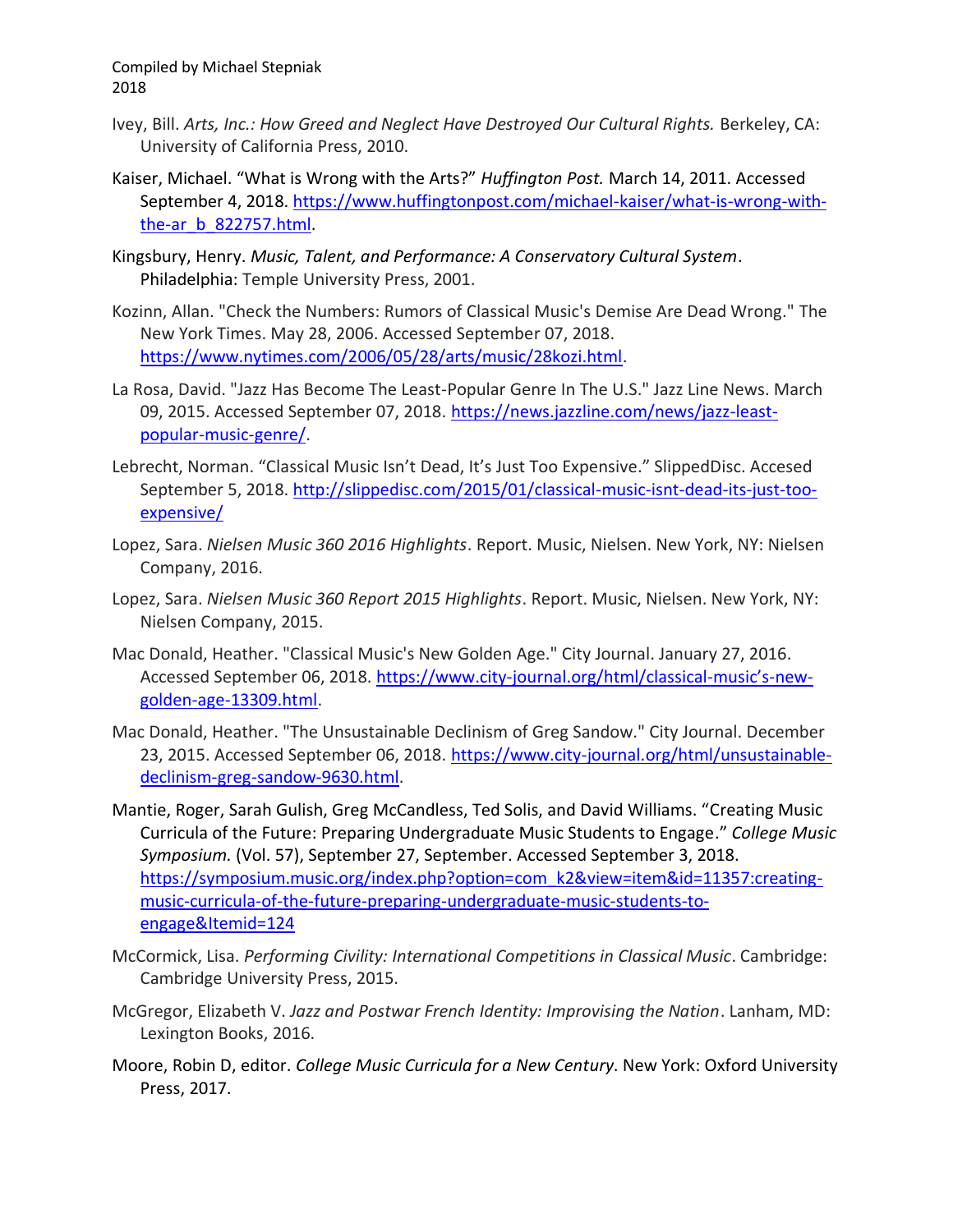Ivey, Bill. *Arts, Inc.: How Greed and Neglect Have Destroyed Our Cultural Rights.* Berkeley, CA: University of California Press, 2010.

Kaiser, Michael. "What is Wrong with the Arts?" *Huffington Post.* March 14, 2011. Accessed September 4, 2018. https://www.huffingtonpost.com/michael-kaiser/what-is-wrong-with-the-ar_b_822757.html.

Kingsbury, Henry. *Music, Talent, and Performance: A Conservatory Cultural System*. Philadelphia: Temple University Press, 2001.

Kozinn, Allan. "Check the Numbers: Rumors of Classical Music's Demise Are Dead Wrong." The New York Times. May 28, 2006. Accessed September 07, 2018. https://www.nytimes.com/2006/05/28/arts/music/28kozi.html.

La Rosa, David. "Jazz Has Become The Least-Popular Genre In The U.S." Jazz Line News. March 09, 2015. Accessed September 07, 2018. https://news.jazzline.com/news/jazz-least-popular-music-genre/.

Lebrecht, Norman. "Classical Music Isn't Dead, It's Just Too Expensive." SlippedDisc. Accesed September 5, 2018. http://slippedisc.com/2015/01/classical-music-isnt-dead-its-just-too-expensive/

Lopez, Sara. *Nielsen Music 360 2016 Highlights*. Report. Music, Nielsen. New York, NY: Nielsen Company, 2016.

Lopez, Sara. *Nielsen Music 360 Report 2015 Highlights*. Report. Music, Nielsen. New York, NY: Nielsen Company, 2015.

Mac Donald, Heather. "Classical Music's New Golden Age." City Journal. January 27, 2016. Accessed September 06, 2018. https://www.city-journal.org/html/classical-music's-new-golden-age-13309.html.

Mac Donald, Heather. "The Unsustainable Declinism of Greg Sandow." City Journal. December 23, 2015. Accessed September 06, 2018. https://www.city-journal.org/html/unsustainable-declinism-greg-sandow-9630.html.

Mantie, Roger, Sarah Gulish, Greg McCandless, Ted Solis, and David Williams. "Creating Music Curricula of the Future: Preparing Undergraduate Music Students to Engage." *College Music Symposium.* (Vol. 57), September 27, September. Accessed September 3, 2018. https://symposium.music.org/index.php?option=com_k2&view=item&id=11357:creating-music-curricula-of-the-future-preparing-undergraduate-music-students-to-engage&Itemid=124

McCormick, Lisa. *Performing Civility: International Competitions in Classical Music*. Cambridge: Cambridge University Press, 2015.

McGregor, Elizabeth V. *Jazz and Postwar French Identity: Improvising the Nation*. Lanham, MD: Lexington Books, 2016.

Moore, Robin D, editor. *College Music Curricula for a New Century*. New York: Oxford University Press, 2017.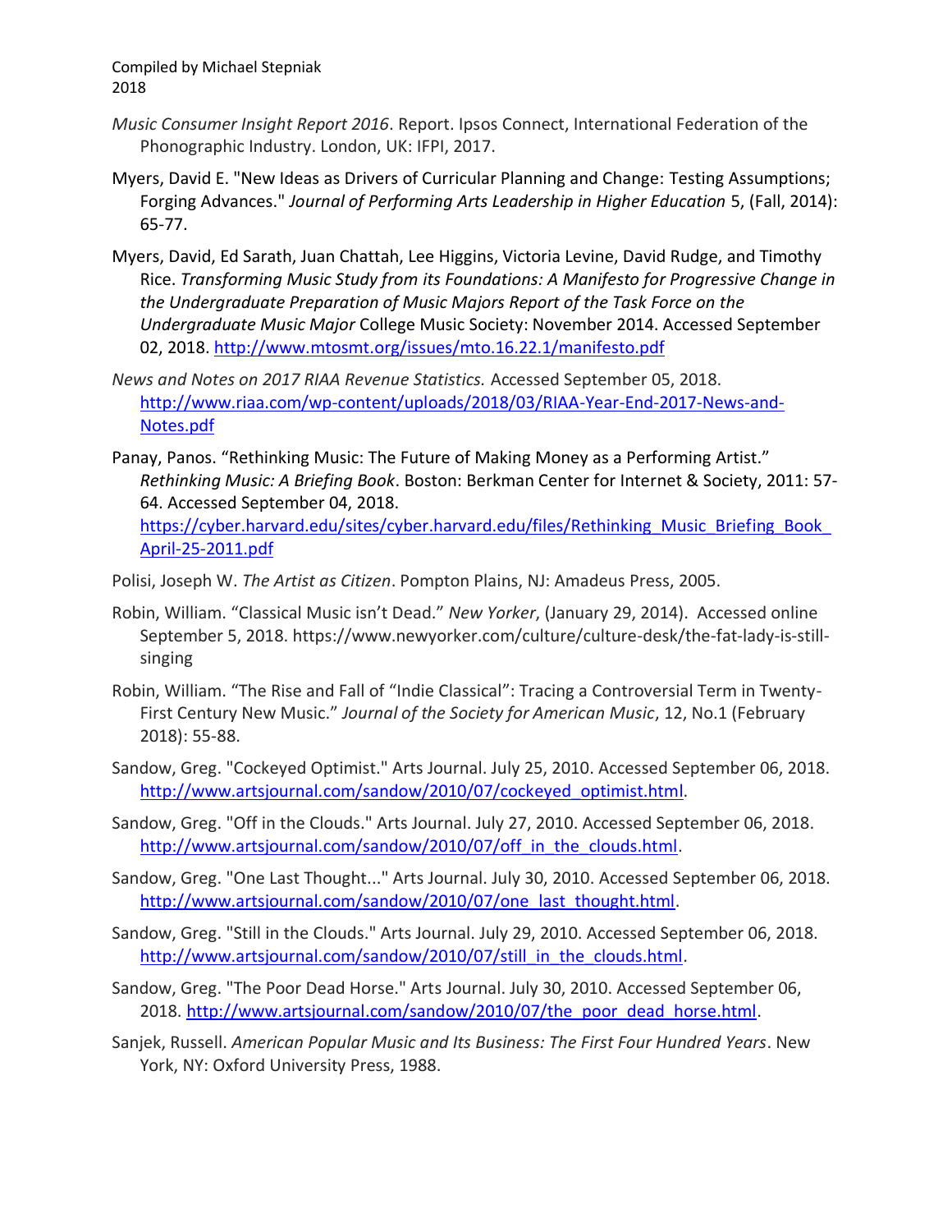*Music Consumer Insight Report 2016*. Report. Ipsos Connect, International Federation of the Phonographic Industry. London, UK: IFPI, 2017.

Myers, David E. "New Ideas as Drivers of Curricular Planning and Change: Testing Assumptions; Forging Advances." *Journal of Performing Arts Leadership in Higher Education* 5, (Fall, 2014): 65-77.

Myers, David, Ed Sarath, Juan Chattah, Lee Higgins, Victoria Levine, David Rudge, and Timothy Rice. *Transforming Music Study from its Foundations: A Manifesto for Progressive Change in the Undergraduate Preparation of Music Majors Report of the Task Force on the Undergraduate Music Major* College Music Society: November 2014. Accessed September 02, 2018. http://www.mtosmt.org/issues/mto.16.22.1/manifesto.pdf

*News and Notes on 2017 RIAA Revenue Statistics.* Accessed September 05, 2018. http://www.riaa.com/wp-content/uploads/2018/03/RIAA-Year-End-2017-News-and-Notes.pdf

Panay, Panos. "Rethinking Music: The Future of Making Money as a Performing Artist." *Rethinking Music: A Briefing Book*. Boston: Berkman Center for Internet & Society, 2011: 57-64. Accessed September 04, 2018. https://cyber.harvard.edu/sites/cyber.harvard.edu/files/Rethinking_Music_Briefing_Book_April-25-2011.pdf

Polisi, Joseph W. *The Artist as Citizen*. Pompton Plains, NJ: Amadeus Press, 2005.

Robin, William. "Classical Music isn't Dead." *New Yorker*, (January 29, 2014). Accessed online September 5, 2018. https://www.newyorker.com/culture/culture-desk/the-fat-lady-is-still-singing

Robin, William. "The Rise and Fall of "Indie Classical": Tracing a Controversial Term in Twenty-First Century New Music." *Journal of the Society for American Music*, 12, No.1 (February 2018): 55-88.

Sandow, Greg. "Cockeyed Optimist." Arts Journal. July 25, 2010. Accessed September 06, 2018. http://www.artsjournal.com/sandow/2010/07/cockeyed_optimist.html.

Sandow, Greg. "Off in the Clouds." Arts Journal. July 27, 2010. Accessed September 06, 2018. http://www.artsjournal.com/sandow/2010/07/off_in_the_clouds.html.

Sandow, Greg. "One Last Thought..." Arts Journal. July 30, 2010. Accessed September 06, 2018. http://www.artsjournal.com/sandow/2010/07/one_last_thought.html.

Sandow, Greg. "Still in the Clouds." Arts Journal. July 29, 2010. Accessed September 06, 2018. http://www.artsjournal.com/sandow/2010/07/still_in_the_clouds.html.

Sandow, Greg. "The Poor Dead Horse." Arts Journal. July 30, 2010. Accessed September 06, 2018. http://www.artsjournal.com/sandow/2010/07/the_poor_dead_horse.html.

Sanjek, Russell. *American Popular Music and Its Business: The First Four Hundred Years*. New York, NY: Oxford University Press, 1988.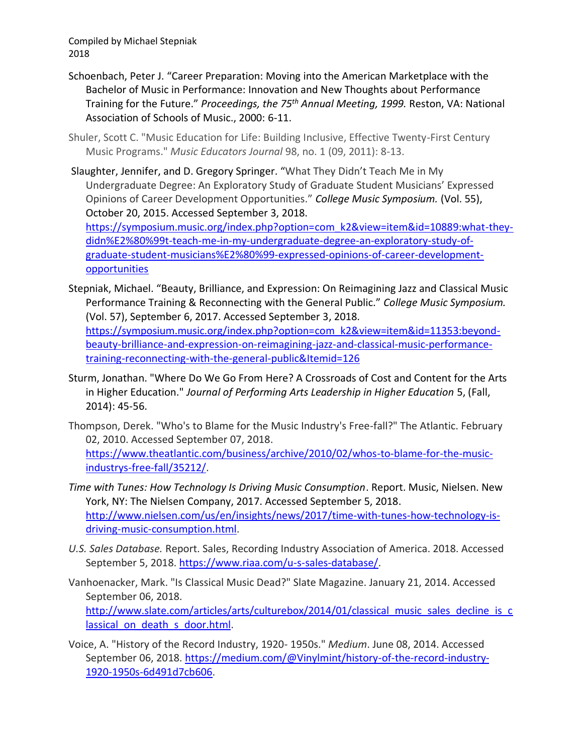Compiled by Michael Stepniak
2018

Schoenbach, Peter J. "Career Preparation: Moving into the American Marketplace with the Bachelor of Music in Performance: Innovation and New Thoughts about Performance Training for the Future." *Proceedings, the 75th Annual Meeting, 1999.* Reston, VA: National Association of Schools of Music., 2000: 6-11.

Shuler, Scott C. "Music Education for Life: Building Inclusive, Effective Twenty-First Century Music Programs." *Music Educators Journal* 98, no. 1 (09, 2011): 8-13.

Slaughter, Jennifer, and D. Gregory Springer. "What They Didn't Teach Me in My Undergraduate Degree: An Exploratory Study of Graduate Student Musicians' Expressed Opinions of Career Development Opportunities." *College Music Symposium.* (Vol. 55), October 20, 2015. Accessed September 3, 2018. https://symposium.music.org/index.php?option=com_k2&view=item&id=10889:what-they-didn%E2%80%99t-teach-me-in-my-undergraduate-degree-an-exploratory-study-of-graduate-student-musicians%E2%80%99-expressed-opinions-of-career-development-opportunities

Stepniak, Michael. "Beauty, Brilliance, and Expression: On Reimagining Jazz and Classical Music Performance Training & Reconnecting with the General Public." *College Music Symposium.* (Vol. 57), September 6, 2017. Accessed September 3, 2018. https://symposium.music.org/index.php?option=com_k2&view=item&id=11353:beyond-beauty-brilliance-and-expression-on-reimagining-jazz-and-classical-music-performance-training-reconnecting-with-the-general-public&Itemid=126

Sturm, Jonathan. "Where Do We Go From Here? A Crossroads of Cost and Content for the Arts in Higher Education." *Journal of Performing Arts Leadership in Higher Education* 5, (Fall, 2014): 45-56.

Thompson, Derek. "Who's to Blame for the Music Industry's Free-fall?" The Atlantic. February 02, 2010. Accessed September 07, 2018. https://www.theatlantic.com/business/archive/2010/02/whos-to-blame-for-the-music-industrys-free-fall/35212/.

*Time with Tunes: How Technology Is Driving Music Consumption*. Report. Music, Nielsen. New York, NY: The Nielsen Company, 2017. Accessed September 5, 2018. http://www.nielsen.com/us/en/insights/news/2017/time-with-tunes-how-technology-is-driving-music-consumption.html.

*U.S. Sales Database.* Report. Sales, Recording Industry Association of America. 2018. Accessed September 5, 2018. https://www.riaa.com/u-s-sales-database/.

Vanhoenacker, Mark. "Is Classical Music Dead?" Slate Magazine. January 21, 2014. Accessed September 06, 2018. http://www.slate.com/articles/arts/culturebox/2014/01/classical_music_sales_decline_is_classical_on_death_s_door.html.

Voice, A. "History of the Record Industry, 1920- 1950s." *Medium*. June 08, 2014. Accessed September 06, 2018. https://medium.com/@Vinylmint/history-of-the-record-industry-1920-1950s-6d491d7cb606.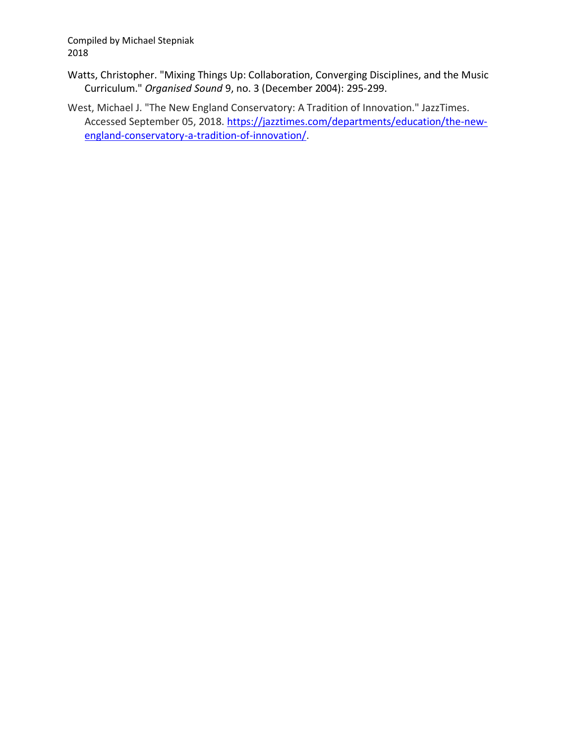Watts, Christopher. "Mixing Things Up: Collaboration, Converging Disciplines, and the Music Curriculum." *Organised Sound* 9, no. 3 (December 2004): 295-299.

West, Michael J. "The New England Conservatory: A Tradition of Innovation." JazzTimes. Accessed September 05, 2018. [https://jazztimes.com/departments/education/the-new-england-conservatory-a-tradition-of-innovation/](https://jazztimes.com/departments/education/the-new-england-conservatory-a-tradition-of-innovation/).